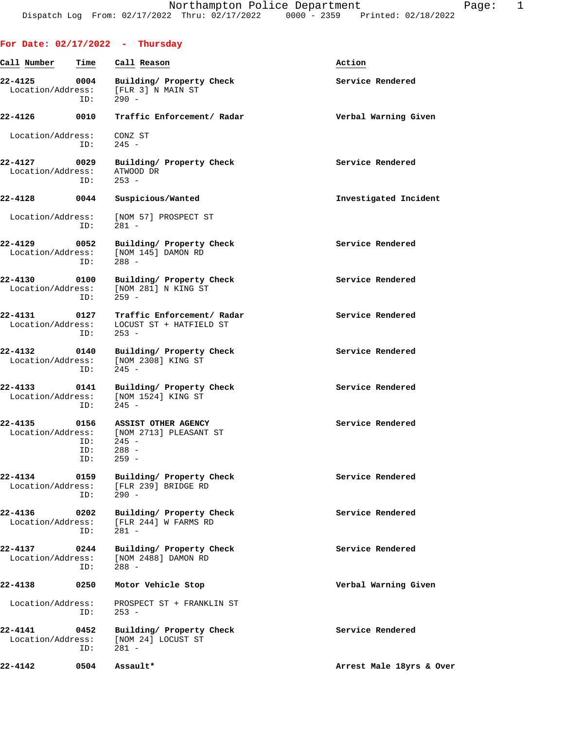Northampton Police Department
Dispatch Log From: 02/17/2022 Thru: 02/17/2022 0000 - 2359 Printed: 02/18/2022

**For Date: 02/17/2022 - Thursday**

| Call Number | Time | Call Reason | Action |
|---|---|---|---|
| **22-4125** | **0004** | **Building/ Property Check** | **Service Rendered** |
| Location/Address: | | [FLR 3] N MAIN ST | |
| ID: | | 290 - | |
| **22-4126** | **0010** | **Traffic Enforcement/ Radar** | **Verbal Warning Given** |
| Location/Address: | | CONZ ST | |
| ID: | | 245 - | |
| **22-4127** | **0029** | **Building/ Property Check** | **Service Rendered** |
| Location/Address: | | ATWOOD DR | |
| ID: | | 253 - | |
| **22-4128** | **0044** | **Suspicious/Wanted** | **Investigated Incident** |
| Location/Address: | | [NOM 57] PROSPECT ST | |
| ID: | | 281 - | |
| **22-4129** | **0052** | **Building/ Property Check** | **Service Rendered** |
| Location/Address: | | [NOM 145] DAMON RD | |
| ID: | | 288 - | |
| **22-4130** | **0100** | **Building/ Property Check** | **Service Rendered** |
| Location/Address: | | [NOM 281] N KING ST | |
| ID: | | 259 - | |
| **22-4131** | **0127** | **Traffic Enforcement/ Radar** | **Service Rendered** |
| Location/Address: | | LOCUST ST + HATFIELD ST | |
| ID: | | 253 - | |
| **22-4132** | **0140** | **Building/ Property Check** | **Service Rendered** |
| Location/Address: | | [NOM 2308] KING ST | |
| ID: | | 245 - | |
| **22-4133** | **0141** | **Building/ Property Check** | **Service Rendered** |
| Location/Address: | | [NOM 1524] KING ST | |
| ID: | | 245 - | |
| **22-4135** | **0156** | **ASSIST OTHER AGENCY** | **Service Rendered** |
| Location/Address: | | [NOM 2713] PLEASANT ST | |
| ID: | | 245 - | |
| ID: | | 288 - | |
| ID: | | 259 - | |
| **22-4134** | **0159** | **Building/ Property Check** | **Service Rendered** |
| Location/Address: | | [FLR 239] BRIDGE RD | |
| ID: | | 290 - | |
| **22-4136** | **0202** | **Building/ Property Check** | **Service Rendered** |
| Location/Address: | | [FLR 244] W FARMS RD | |
| ID: | | 281 - | |
| **22-4137** | **0244** | **Building/ Property Check** | **Service Rendered** |
| Location/Address: | | [NOM 2488] DAMON RD | |
| ID: | | 288 - | |
| **22-4138** | **0250** | **Motor Vehicle Stop** | **Verbal Warning Given** |
| Location/Address: | | PROSPECT ST + FRANKLIN ST | |
| ID: | | 253 - | |
| **22-4141** | **0452** | **Building/ Property Check** | **Service Rendered** |
| Location/Address: | | [NOM 24] LOCUST ST | |
| ID: | | 281 - | |
| **22-4142** | **0504** | **Assault*** | **Arrest Male 18yrs & Over** |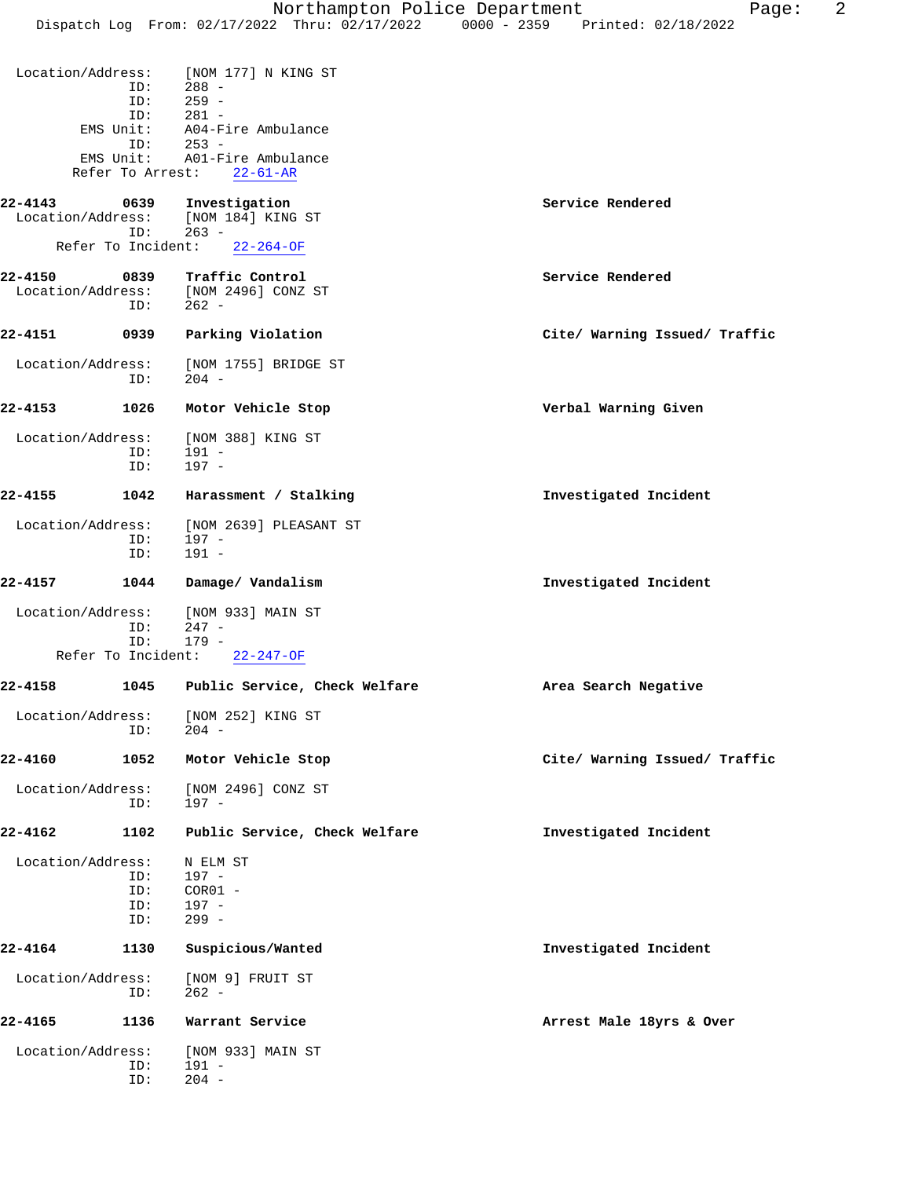Location/Address: [NOM 177] N KING ST
ID: 288 -
ID: 259 -
ID: 281 -
EMS Unit: A04-Fire Ambulance
ID: 253 -
EMS Unit: A01-Fire Ambulance
Refer To Arrest: 22-61-AR

**22-4143 0639 Investigation** — **Service Rendered**
Location/Address: [NOM 184] KING ST
ID: 263 -
Refer To Incident: 22-264-OF

**22-4150 0839 Traffic Control** — **Service Rendered**
Location/Address: [NOM 2496] CONZ ST
ID: 262 -

**22-4151 0939 Parking Violation** — **Cite/ Warning Issued/ Traffic**
Location/Address: [NOM 1755] BRIDGE ST
ID: 204 -

**22-4153 1026 Motor Vehicle Stop** — **Verbal Warning Given**
Location/Address: [NOM 388] KING ST
ID: 191 -
ID: 197 -

**22-4155 1042 Harassment / Stalking** — **Investigated Incident**
Location/Address: [NOM 2639] PLEASANT ST
ID: 197 -
ID: 191 -

**22-4157 1044 Damage/ Vandalism** — **Investigated Incident**
Location/Address: [NOM 933] MAIN ST
ID: 247 -
ID: 179 -
Refer To Incident: 22-247-OF

**22-4158 1045 Public Service, Check Welfare** — **Area Search Negative**
Location/Address: [NOM 252] KING ST
ID: 204 -

**22-4160 1052 Motor Vehicle Stop** — **Cite/ Warning Issued/ Traffic**
Location/Address: [NOM 2496] CONZ ST
ID: 197 -

**22-4162 1102 Public Service, Check Welfare** — **Investigated Incident**
Location/Address: N ELM ST
ID: 197 -
ID: COR01 -
ID: 197 -
ID: 299 -

**22-4164 1130 Suspicious/Wanted** — **Investigated Incident**
Location/Address: [NOM 9] FRUIT ST
ID: 262 -

**22-4165 1136 Warrant Service** — **Arrest Male 18yrs & Over**
Location/Address: [NOM 933] MAIN ST
ID: 191 -
ID: 204 -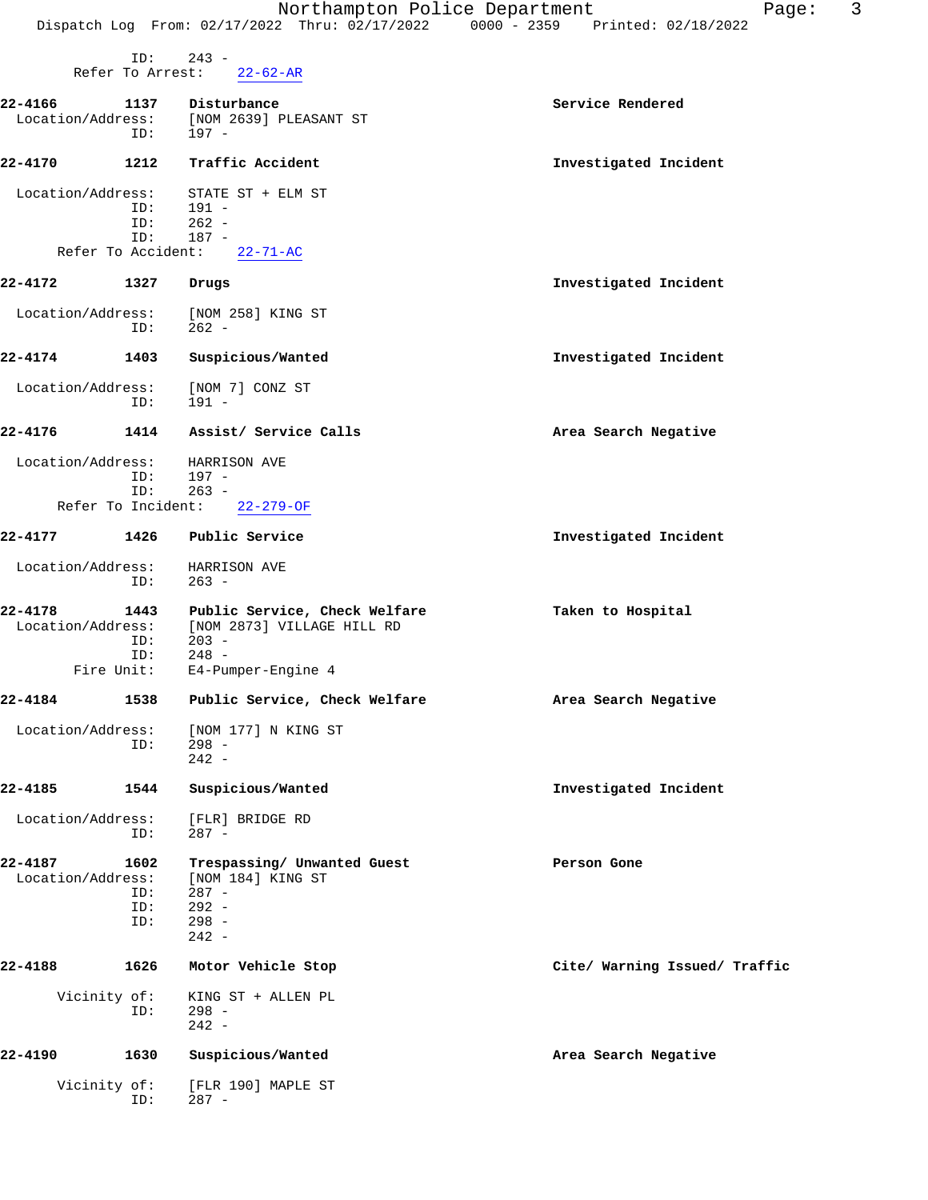ID: 243 -
Refer To Arrest: 22-62-AR

**22-4166** 1137 **Disturbance** **Service Rendered**
Location/Address: [NOM 2639] PLEASANT ST
ID: 197 -

**22-4170** 1212 **Traffic Accident** **Investigated Incident**
Location/Address: STATE ST + ELM ST
ID: 191 -
ID: 262 -
ID: 187 -
Refer To Accident: 22-71-AC

**22-4172** 1327 **Drugs** **Investigated Incident**
Location/Address: [NOM 258] KING ST
ID: 262 -

**22-4174** 1403 **Suspicious/Wanted** **Investigated Incident**
Location/Address: [NOM 7] CONZ ST
ID: 191 -

**22-4176** 1414 **Assist/ Service Calls** **Area Search Negative**
Location/Address: HARRISON AVE
ID: 197 -
ID: 263 -
Refer To Incident: 22-279-OF

**22-4177** 1426 **Public Service** **Investigated Incident**
Location/Address: HARRISON AVE
ID: 263 -

**22-4178** 1443 **Public Service, Check Welfare** **Taken to Hospital**
Location/Address: [NOM 2873] VILLAGE HILL RD
ID: 203 -
ID: 248 -
Fire Unit: E4-Pumper-Engine 4

**22-4184** 1538 **Public Service, Check Welfare** **Area Search Negative**
Location/Address: [NOM 177] N KING ST
ID: 298 -
242 -

**22-4185** 1544 **Suspicious/Wanted** **Investigated Incident**
Location/Address: [FLR] BRIDGE RD
ID: 287 -

**22-4187** 1602 **Trespassing/ Unwanted Guest** **Person Gone**
Location/Address: [NOM 184] KING ST
ID: 287 -
ID: 292 -
ID: 298 -
242 -

**22-4188** 1626 **Motor Vehicle Stop** **Cite/ Warning Issued/ Traffic**
Vicinity of: KING ST + ALLEN PL
ID: 298 -
242 -

**22-4190** 1630 **Suspicious/Wanted** **Area Search Negative**
Vicinity of: [FLR 190] MAPLE ST
ID: 287 -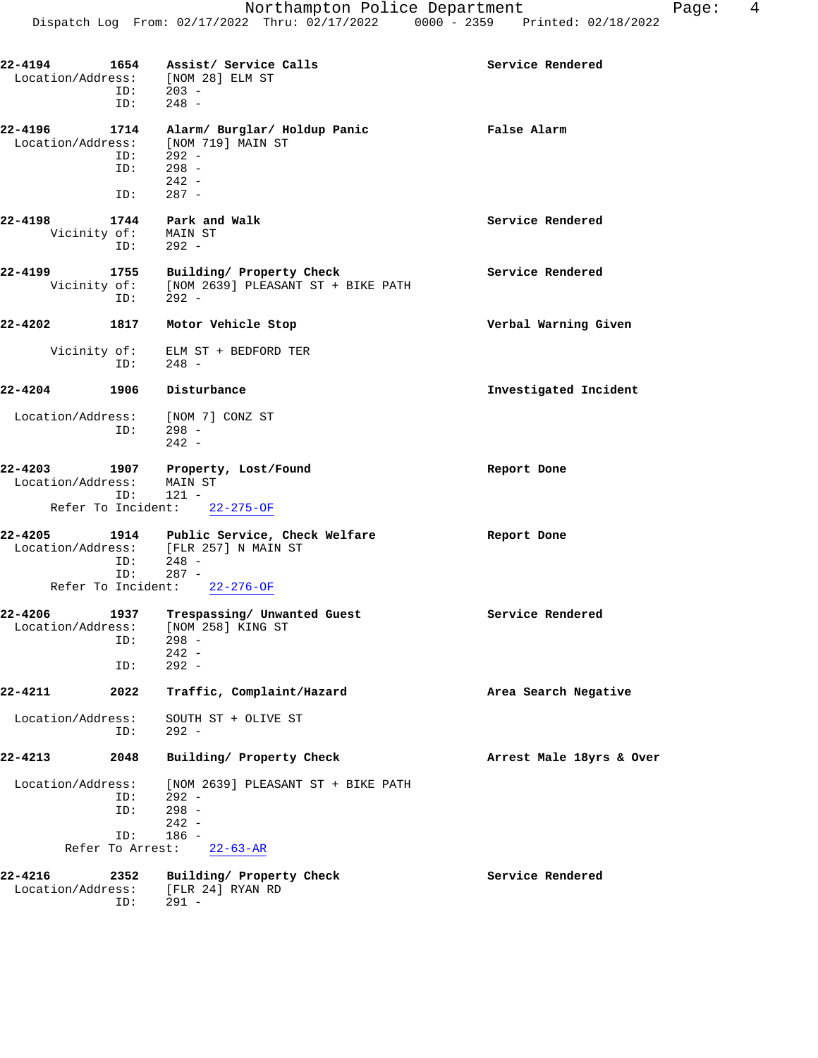22-4194 1654 Assist/ Service Calls Service Rendered
Location/Address: [NOM 28] ELM ST
ID: 203 -
ID: 248 -

22-4196 1714 Alarm/ Burglar/ Holdup Panic False Alarm
Location/Address: [NOM 719] MAIN ST
ID: 292 -
ID: 298 -
242 -
ID: 287 -

22-4198 1744 Park and Walk Service Rendered
Vicinity of: MAIN ST
ID: 292 -

22-4199 1755 Building/ Property Check Service Rendered
Vicinity of: [NOM 2639] PLEASANT ST + BIKE PATH
ID: 292 -

22-4202 1817 Motor Vehicle Stop Verbal Warning Given
Vicinity of: ELM ST + BEDFORD TER
ID: 248 -

22-4204 1906 Disturbance Investigated Incident
Location/Address: [NOM 7] CONZ ST
ID: 298 -
242 -

22-4203 1907 Property, Lost/Found Report Done
Location/Address: MAIN ST
ID: 121 -
Refer To Incident: 22-275-OF

22-4205 1914 Public Service, Check Welfare Report Done
Location/Address: [FLR 257] N MAIN ST
ID: 248 -
ID: 287 -
Refer To Incident: 22-276-OF

22-4206 1937 Trespassing/ Unwanted Guest Service Rendered
Location/Address: [NOM 258] KING ST
ID: 298 -
242 -
ID: 292 -

22-4211 2022 Traffic, Complaint/Hazard Area Search Negative
Location/Address: SOUTH ST + OLIVE ST
ID: 292 -

22-4213 2048 Building/ Property Check Arrest Male 18yrs & Over
Location/Address: [NOM 2639] PLEASANT ST + BIKE PATH
ID: 292 -
ID: 298 -
242 -
ID: 186 -
Refer To Arrest: 22-63-AR

22-4216 2352 Building/ Property Check Service Rendered
Location/Address: [FLR 24] RYAN RD
ID: 291 -